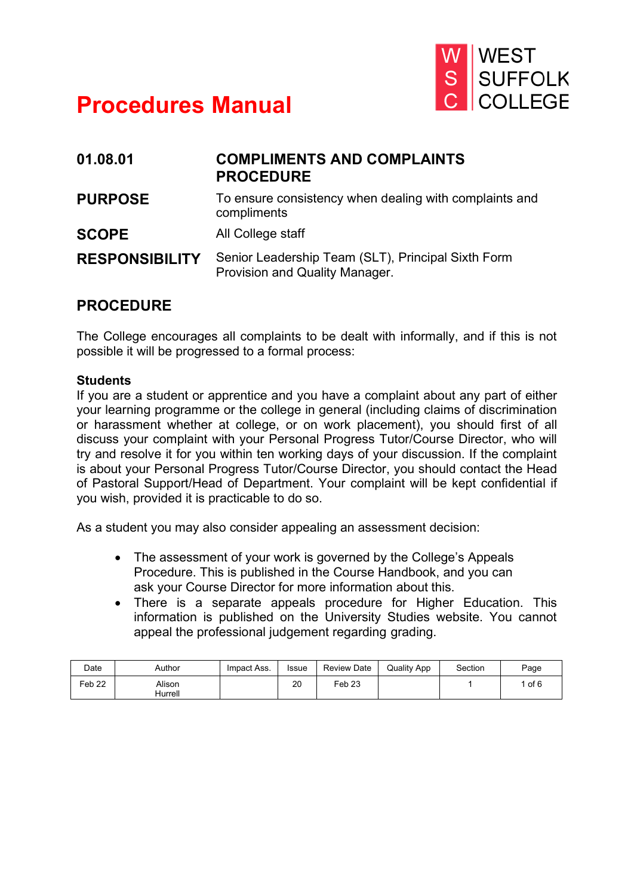# Procedures Manual

WEST SUFFOLK COLLEGE

| | |
|---|---|
| **01.08.01** | **COMPLIMENTS AND COMPLAINTS PROCEDURE** |
| **PURPOSE** | To ensure consistency when dealing with complaints and compliments |
| **SCOPE** | All College staff |
| **RESPONSIBILITY** | Senior Leadership Team (SLT), Principal Sixth Form Provision and Quality Manager. |

## PROCEDURE

The College encourages all complaints to be dealt with informally, and if this is not possible it will be progressed to a formal process:

**Students**

If you are a student or apprentice and you have a complaint about any part of either your learning programme or the college in general (including claims of discrimination or harassment whether at college, or on work placement), you should first of all discuss your complaint with your Personal Progress Tutor/Course Director, who will try and resolve it for you within ten working days of your discussion. If the complaint is about your Personal Progress Tutor/Course Director, you should contact the Head of Pastoral Support/Head of Department. Your complaint will be kept confidential if you wish, provided it is practicable to do so.

As a student you may also consider appealing an assessment decision:

- The assessment of your work is governed by the College's Appeals Procedure. This is published in the Course Handbook, and you can ask your Course Director for more information about this.
- There is a separate appeals procedure for Higher Education. This information is published on the University Studies website. You cannot appeal the professional judgement regarding grading.

| Date | Author | Impact Ass. | Issue | Review Date | Quality App | Section |
|---|---|---|---|---|---|---|
| Feb 22 | Alison Hurrell | | 20 | Feb 23 | | 1 |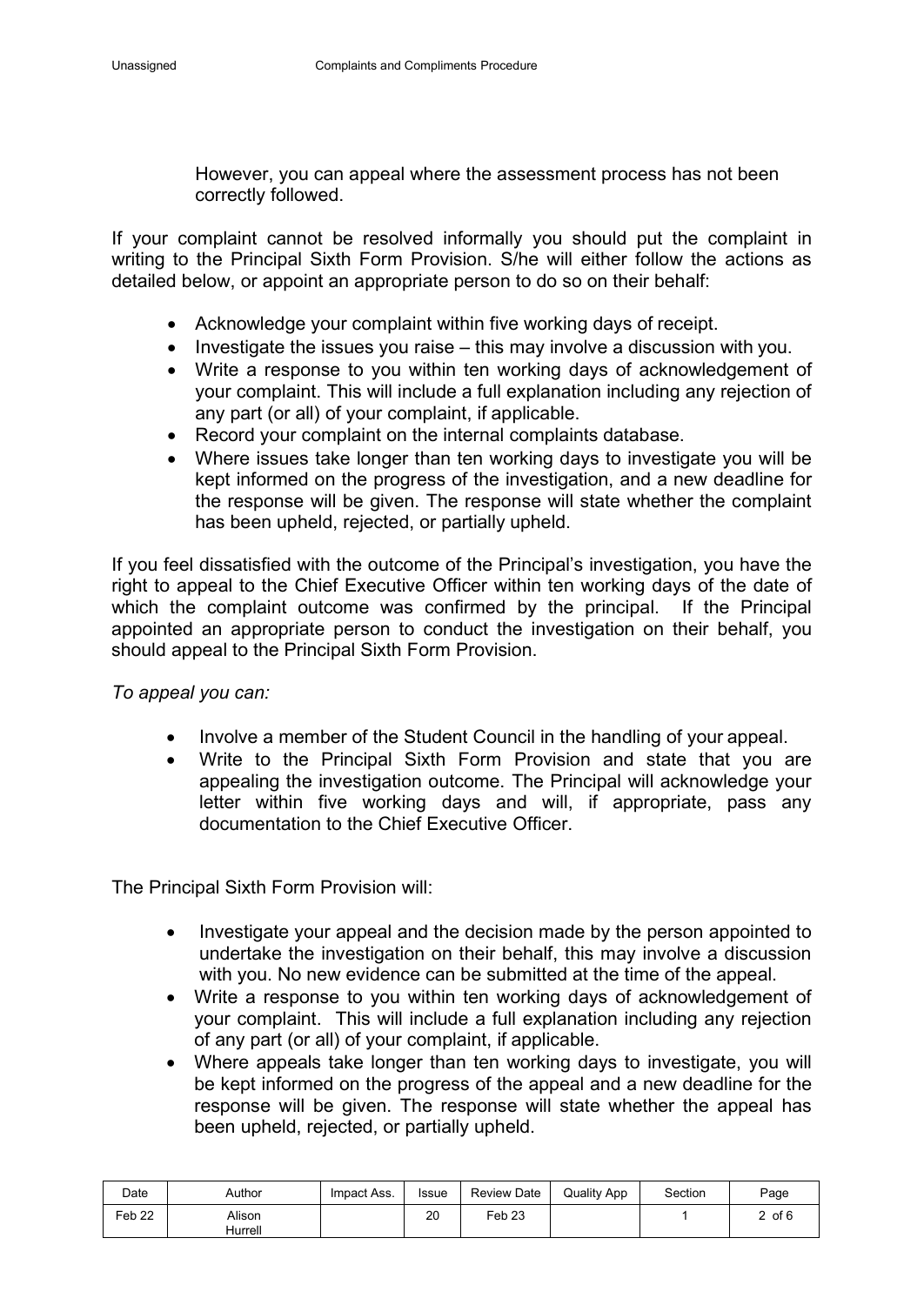However, you can appeal where the assessment process has not been correctly followed.

If your complaint cannot be resolved informally you should put the complaint in writing to the Principal Sixth Form Provision. S/he will either follow the actions as detailed below, or appoint an appropriate person to do so on their behalf:

- Acknowledge your complaint within five working days of receipt.
- Investigate the issues you raise – this may involve a discussion with you.
- Write a response to you within ten working days of acknowledgement of your complaint. This will include a full explanation including any rejection of any part (or all) of your complaint, if applicable.
- Record your complaint on the internal complaints database.
- Where issues take longer than ten working days to investigate you will be kept informed on the progress of the investigation, and a new deadline for the response will be given. The response will state whether the complaint has been upheld, rejected, or partially upheld.

If you feel dissatisfied with the outcome of the Principal's investigation, you have the right to appeal to the Chief Executive Officer within ten working days of the date of which the complaint outcome was confirmed by the principal. If the Principal appointed an appropriate person to conduct the investigation on their behalf, you should appeal to the Principal Sixth Form Provision.

*To appeal you can:*

- Involve a member of the Student Council in the handling of your appeal.
- Write to the Principal Sixth Form Provision and state that you are appealing the investigation outcome. The Principal will acknowledge your letter within five working days and will, if appropriate, pass any documentation to the Chief Executive Officer.

The Principal Sixth Form Provision will:

- Investigate your appeal and the decision made by the person appointed to undertake the investigation on their behalf, this may involve a discussion with you. No new evidence can be submitted at the time of the appeal.
- Write a response to you within ten working days of acknowledgement of your complaint. This will include a full explanation including any rejection of any part (or all) of your complaint, if applicable.
- Where appeals take longer than ten working days to investigate, you will be kept informed on the progress of the appeal and a new deadline for the response will be given. The response will state whether the appeal has been upheld, rejected, or partially upheld.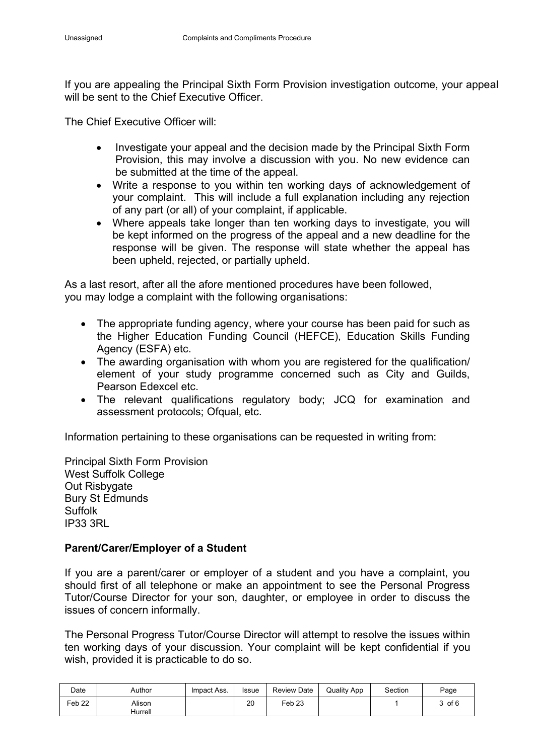If you are appealing the Principal Sixth Form Provision investigation outcome, your appeal will be sent to the Chief Executive Officer.

The Chief Executive Officer will:

- Investigate your appeal and the decision made by the Principal Sixth Form Provision, this may involve a discussion with you. No new evidence can be submitted at the time of the appeal.
- Write a response to you within ten working days of acknowledgement of your complaint. This will include a full explanation including any rejection of any part (or all) of your complaint, if applicable.
- Where appeals take longer than ten working days to investigate, you will be kept informed on the progress of the appeal and a new deadline for the response will be given. The response will state whether the appeal has been upheld, rejected, or partially upheld.

As a last resort, after all the afore mentioned procedures have been followed, you may lodge a complaint with the following organisations:

- The appropriate funding agency, where your course has been paid for such as the Higher Education Funding Council (HEFCE), Education Skills Funding Agency (ESFA) etc.
- The awarding organisation with whom you are registered for the qualification/ element of your study programme concerned such as City and Guilds, Pearson Edexcel etc.
- The relevant qualifications regulatory body; JCQ for examination and assessment protocols; Ofqual, etc.

Information pertaining to these organisations can be requested in writing from:

Principal Sixth Form Provision
West Suffolk College
Out Risbygate
Bury St Edmunds
Suffolk
IP33 3RL

**Parent/Carer/Employer of a Student**

If you are a parent/carer or employer of a student and you have a complaint, you should first of all telephone or make an appointment to see the Personal Progress Tutor/Course Director for your son, daughter, or employee in order to discuss the issues of concern informally.

The Personal Progress Tutor/Course Director will attempt to resolve the issues within ten working days of your discussion. Your complaint will be kept confidential if you wish, provided it is practicable to do so.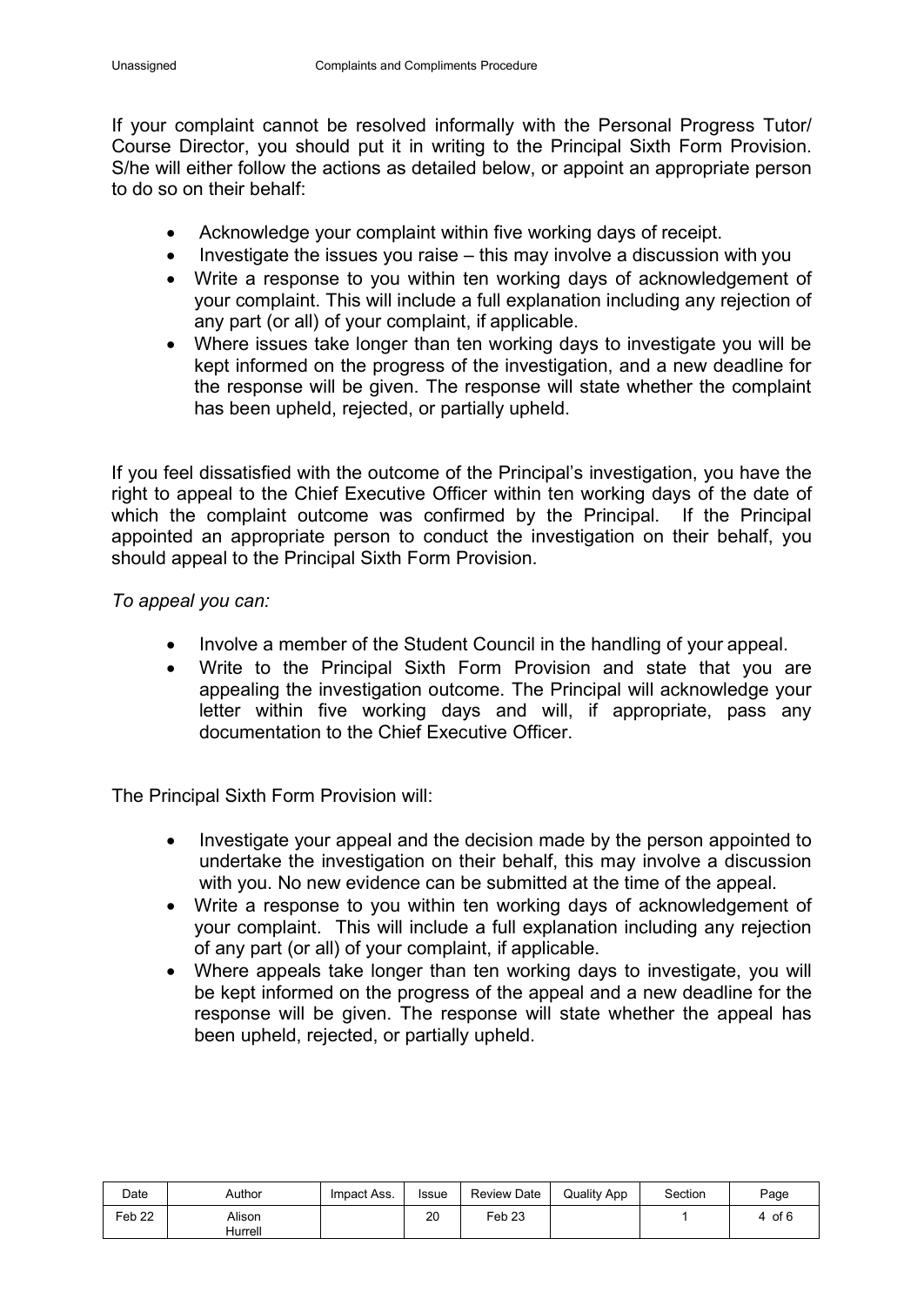If your complaint cannot be resolved informally with the Personal Progress Tutor/ Course Director, you should put it in writing to the Principal Sixth Form Provision. S/he will either follow the actions as detailed below, or appoint an appropriate person to do so on their behalf:

- Acknowledge your complaint within five working days of receipt.
- Investigate the issues you raise – this may involve a discussion with you
- Write a response to you within ten working days of acknowledgement of your complaint. This will include a full explanation including any rejection of any part (or all) of your complaint, if applicable.
- Where issues take longer than ten working days to investigate you will be kept informed on the progress of the investigation, and a new deadline for the response will be given. The response will state whether the complaint has been upheld, rejected, or partially upheld.

If you feel dissatisfied with the outcome of the Principal's investigation, you have the right to appeal to the Chief Executive Officer within ten working days of the date of which the complaint outcome was confirmed by the Principal. If the Principal appointed an appropriate person to conduct the investigation on their behalf, you should appeal to the Principal Sixth Form Provision.

*To appeal you can:*

- Involve a member of the Student Council in the handling of your appeal.
- Write to the Principal Sixth Form Provision and state that you are appealing the investigation outcome. The Principal will acknowledge your letter within five working days and will, if appropriate, pass any documentation to the Chief Executive Officer.

The Principal Sixth Form Provision will:

- Investigate your appeal and the decision made by the person appointed to undertake the investigation on their behalf, this may involve a discussion with you. No new evidence can be submitted at the time of the appeal.
- Write a response to you within ten working days of acknowledgement of your complaint. This will include a full explanation including any rejection of any part (or all) of your complaint, if applicable.
- Where appeals take longer than ten working days to investigate, you will be kept informed on the progress of the appeal and a new deadline for the response will be given. The response will state whether the appeal has been upheld, rejected, or partially upheld.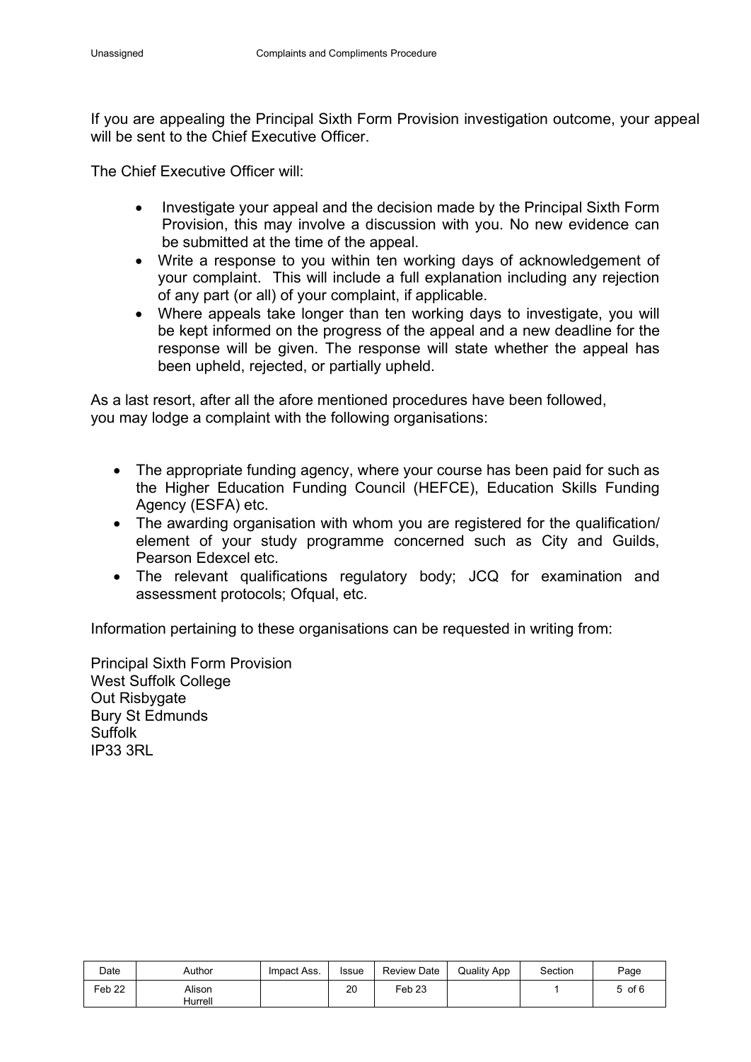If you are appealing the Principal Sixth Form Provision investigation outcome, your appeal will be sent to the Chief Executive Officer.

The Chief Executive Officer will:

- Investigate your appeal and the decision made by the Principal Sixth Form Provision, this may involve a discussion with you. No new evidence can be submitted at the time of the appeal.
- Write a response to you within ten working days of acknowledgement of your complaint. This will include a full explanation including any rejection of any part (or all) of your complaint, if applicable.
- Where appeals take longer than ten working days to investigate, you will be kept informed on the progress of the appeal and a new deadline for the response will be given. The response will state whether the appeal has been upheld, rejected, or partially upheld.

As a last resort, after all the afore mentioned procedures have been followed, you may lodge a complaint with the following organisations:

- The appropriate funding agency, where your course has been paid for such as the Higher Education Funding Council (HEFCE), Education Skills Funding Agency (ESFA) etc.
- The awarding organisation with whom you are registered for the qualification/ element of your study programme concerned such as City and Guilds, Pearson Edexcel etc.
- The relevant qualifications regulatory body; JCQ for examination and assessment protocols; Ofqual, etc.

Information pertaining to these organisations can be requested in writing from:

Principal Sixth Form Provision
West Suffolk College
Out Risbygate
Bury St Edmunds
Suffolk
IP33 3RL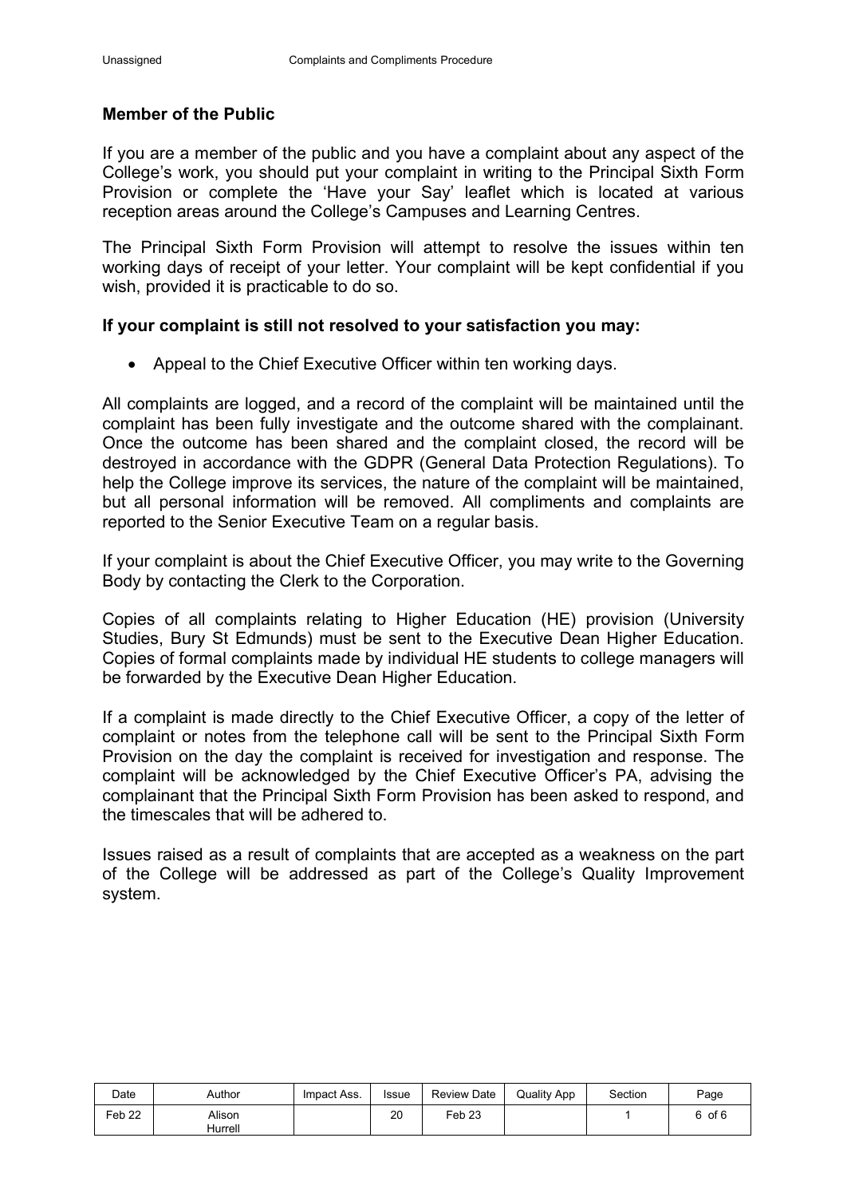**Member of the Public**

If you are a member of the public and you have a complaint about any aspect of the College's work, you should put your complaint in writing to the Principal Sixth Form Provision or complete the 'Have your Say' leaflet which is located at various reception areas around the College's Campuses and Learning Centres.

The Principal Sixth Form Provision will attempt to resolve the issues within ten working days of receipt of your letter. Your complaint will be kept confidential if you wish, provided it is practicable to do so.

**If your complaint is still not resolved to your satisfaction you may:**

- Appeal to the Chief Executive Officer within ten working days.

All complaints are logged, and a record of the complaint will be maintained until the complaint has been fully investigate and the outcome shared with the complainant. Once the outcome has been shared and the complaint closed, the record will be destroyed in accordance with the GDPR (General Data Protection Regulations). To help the College improve its services, the nature of the complaint will be maintained, but all personal information will be removed. All compliments and complaints are reported to the Senior Executive Team on a regular basis.

If your complaint is about the Chief Executive Officer, you may write to the Governing Body by contacting the Clerk to the Corporation.

Copies of all complaints relating to Higher Education (HE) provision (University Studies, Bury St Edmunds) must be sent to the Executive Dean Higher Education. Copies of formal complaints made by individual HE students to college managers will be forwarded by the Executive Dean Higher Education.

If a complaint is made directly to the Chief Executive Officer, a copy of the letter of complaint or notes from the telephone call will be sent to the Principal Sixth Form Provision on the day the complaint is received for investigation and response. The complaint will be acknowledged by the Chief Executive Officer's PA, advising the complainant that the Principal Sixth Form Provision has been asked to respond, and the timescales that will be adhered to.

Issues raised as a result of complaints that are accepted as a weakness on the part of the College will be addressed as part of the College's Quality Improvement system.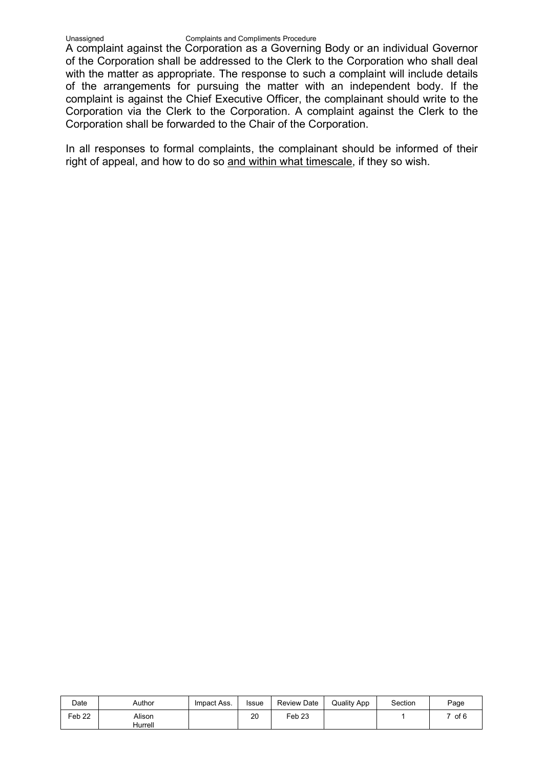A complaint against the Corporation as a Governing Body or an individual Governor of the Corporation shall be addressed to the Clerk to the Corporation who shall deal with the matter as appropriate. The response to such a complaint will include details of the arrangements for pursuing the matter with an independent body. If the complaint is against the Chief Executive Officer, the complainant should write to the Corporation via the Clerk to the Corporation. A complaint against the Clerk to the Corporation shall be forwarded to the Chair of the Corporation.

In all responses to formal complaints, the complainant should be informed of their right of appeal, and how to do so <u>and within what timescale</u>, if they so wish.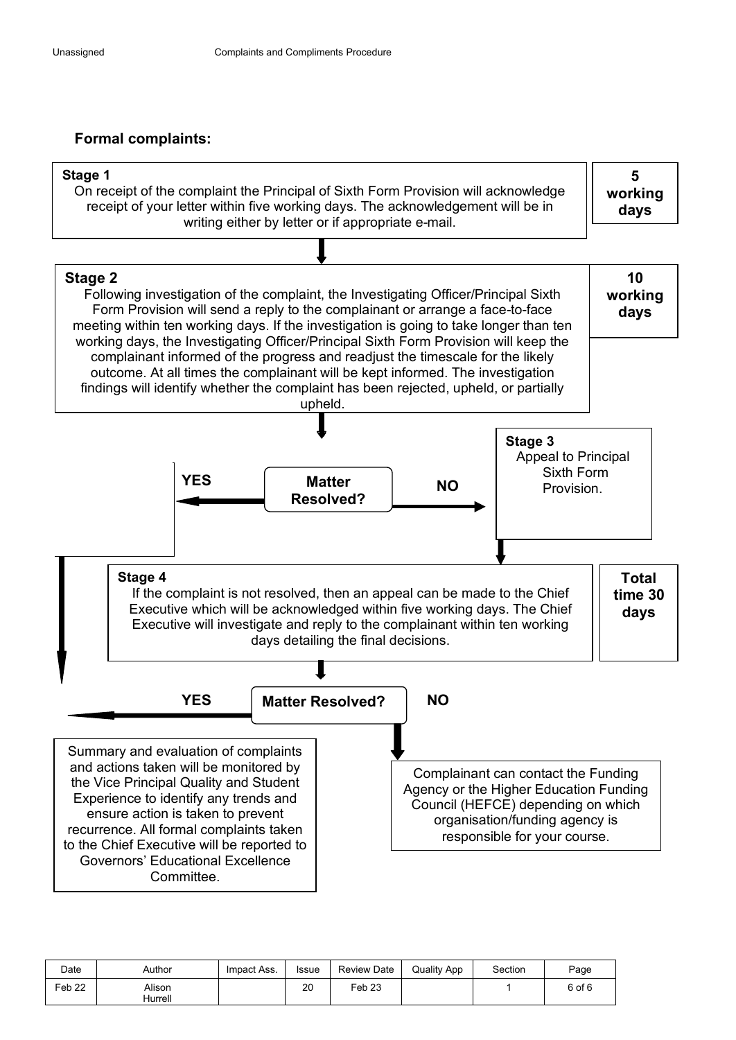**Formal complaints:**

**Stage 1**

On receipt of the complaint the Principal of Sixth Form Provision will acknowledge receipt of your letter within five working days. The acknowledgement will be in writing either by letter or if appropriate e-mail.

**5 working days**

**Stage 2**

Following investigation of the complaint, the Investigating Officer/Principal Sixth Form Provision will send a reply to the complainant or arrange a face-to-face meeting within ten working days. If the investigation is going to take longer than ten working days, the Investigating Officer/Principal Sixth Form Provision will keep the complainant informed of the progress and readjust the timescale for the likely outcome. At all times the complainant will be kept informed. The investigation findings will identify whether the complaint has been rejected, upheld, or partially upheld.

**10 working days**

**Matter Resolved?**

**YES**

**NO**

**Stage 3**

Appeal to Principal Sixth Form Provision.

**Stage 4**

If the complaint is not resolved, then an appeal can be made to the Chief Executive which will be acknowledged within five working days. The Chief Executive will investigate and reply to the complainant within ten working days detailing the final decisions.

**Total time 30 days**

**Matter Resolved?**

**YES**

**NO**

Summary and evaluation of complaints and actions taken will be monitored by the Vice Principal Quality and Student Experience to identify any trends and ensure action is taken to prevent recurrence. All formal complaints taken to the Chief Executive will be reported to Governors' Educational Excellence Committee.

Complainant can contact the Funding Agency or the Higher Education Funding Council (HEFCE) depending on which organisation/funding agency is responsible for your course.

| Date | Author | Impact Ass. | Issue | Review Date | Quality App | Section | Page |
|---|---|---|---|---|---|---|---|
| Feb 22 | Alison Hurrell | | 20 | Feb 23 | | 1 | 6 of 6 |